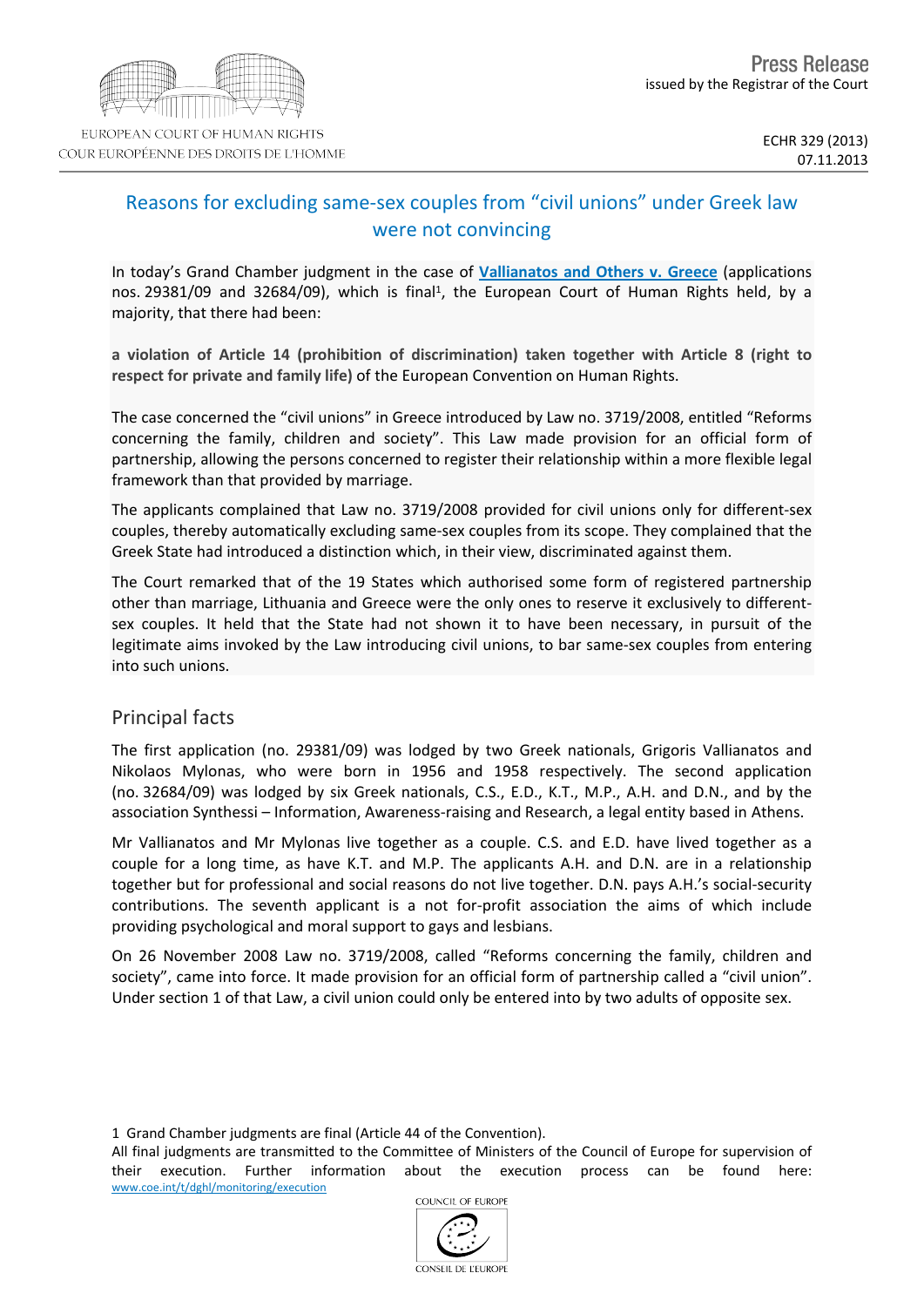EUROPEAN COURT OF HUMAN RIGHTS
COUR EUROPÉENNE DES DROITS DE L'HOMME

Press Release
issued by the Registrar of the Court

ECHR 329 (2013)
07.11.2013

# Reasons for excluding same-sex couples from "civil unions" under Greek law were not convincing

In today's Grand Chamber judgment in the case of **Vallianatos and Others v. Greece** (applications nos. 29381/09 and 32684/09), which is final[1], the European Court of Human Rights held, by a majority, that there had been:

**a violation of Article 14 (prohibition of discrimination) taken together with Article 8 (right to respect for private and family life)** of the European Convention on Human Rights.

The case concerned the "civil unions" in Greece introduced by Law no. 3719/2008, entitled "Reforms concerning the family, children and society". This Law made provision for an official form of partnership, allowing the persons concerned to register their relationship within a more flexible legal framework than that provided by marriage.

The applicants complained that Law no. 3719/2008 provided for civil unions only for different-sex couples, thereby automatically excluding same-sex couples from its scope. They complained that the Greek State had introduced a distinction which, in their view, discriminated against them.

The Court remarked that of the 19 States which authorised some form of registered partnership other than marriage, Lithuania and Greece were the only ones to reserve it exclusively to different-sex couples. It held that the State had not shown it to have been necessary, in pursuit of the legitimate aims invoked by the Law introducing civil unions, to bar same-sex couples from entering into such unions.

## Principal facts

The first application (no. 29381/09) was lodged by two Greek nationals, Grigoris Vallianatos and Nikolaos Mylonas, who were born in 1956 and 1958 respectively. The second application (no. 32684/09) was lodged by six Greek nationals, C.S., E.D., K.T., M.P., A.H. and D.N., and by the association Synthessi – Information, Awareness-raising and Research, a legal entity based in Athens.

Mr Vallianatos and Mr Mylonas live together as a couple. C.S. and E.D. have lived together as a couple for a long time, as have K.T. and M.P. The applicants A.H. and D.N. are in a relationship together but for professional and social reasons do not live together. D.N. pays A.H.'s social-security contributions. The seventh applicant is a not for-profit association the aims of which include providing psychological and moral support to gays and lesbians.

On 26 November 2008 Law no. 3719/2008, called "Reforms concerning the family, children and society", came into force. It made provision for an official form of partnership called a "civil union". Under section 1 of that Law, a civil union could only be entered into by two adults of opposite sex.

1 Grand Chamber judgments are final (Article 44 of the Convention).
All final judgments are transmitted to the Committee of Ministers of the Council of Europe for supervision of their execution. Further information about the execution process can be found here: www.coe.int/t/dghl/monitoring/execution

COUNCIL OF EUROPE
CONSEIL DE L'EUROPE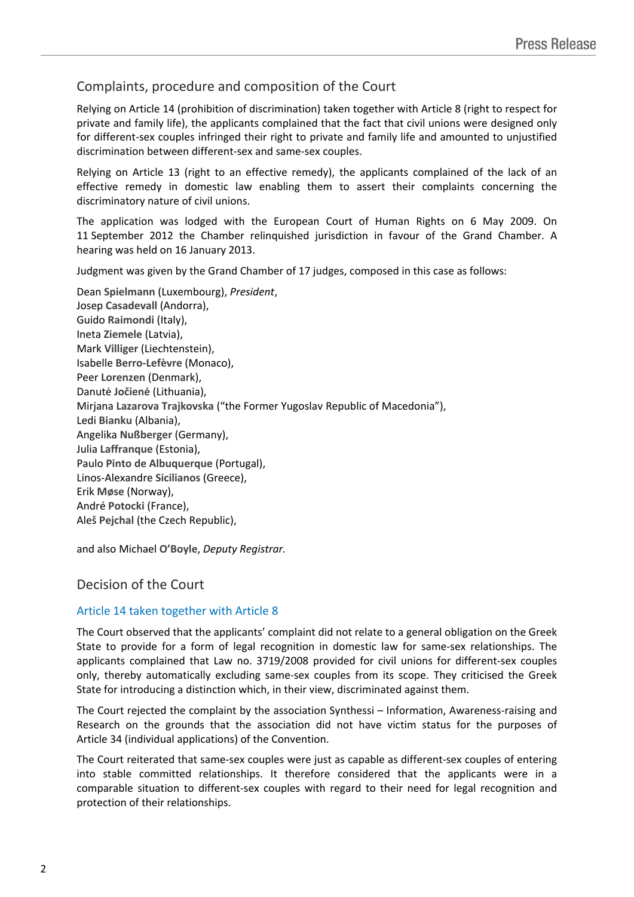## Complaints, procedure and composition of the Court

Relying on Article 14 (prohibition of discrimination) taken together with Article 8 (right to respect for private and family life), the applicants complained that the fact that civil unions were designed only for different-sex couples infringed their right to private and family life and amounted to unjustified discrimination between different-sex and same-sex couples.

Relying on Article 13 (right to an effective remedy), the applicants complained of the lack of an effective remedy in domestic law enabling them to assert their complaints concerning the discriminatory nature of civil unions.

The application was lodged with the European Court of Human Rights on 6 May 2009. On 11 September 2012 the Chamber relinquished jurisdiction in favour of the Grand Chamber. A hearing was held on 16 January 2013.

Judgment was given by the Grand Chamber of 17 judges, composed in this case as follows:

Dean **Spielmann** (Luxembourg), *President*,
Josep **Casadevall** (Andorra),
Guido **Raimondi** (Italy),
Ineta **Ziemele** (Latvia),
Mark **Villiger** (Liechtenstein),
Isabelle **Berro-Lefèvre** (Monaco),
Peer **Lorenzen** (Denmark),
Danutė **Jočienė** (Lithuania),
Mirjana **Lazarova Trajkovska** ("the Former Yugoslav Republic of Macedonia"),
Ledi **Bianku** (Albania),
Angelika **Nußberger** (Germany),
Julia **Laffranque** (Estonia),
Paulo **Pinto de Albuquerque** (Portugal),
Linos-Alexandre **Sicilianos** (Greece),
Erik **Møse** (Norway),
André **Potocki** (France),
Aleš **Pejchal** (the Czech Republic),

and also Michael **O'Boyle**, *Deputy Registrar.*

## Decision of the Court

### Article 14 taken together with Article 8

The Court observed that the applicants' complaint did not relate to a general obligation on the Greek State to provide for a form of legal recognition in domestic law for same-sex relationships. The applicants complained that Law no. 3719/2008 provided for civil unions for different-sex couples only, thereby automatically excluding same-sex couples from its scope. They criticised the Greek State for introducing a distinction which, in their view, discriminated against them.

The Court rejected the complaint by the association Synthessi – Information, Awareness-raising and Research on the grounds that the association did not have victim status for the purposes of Article 34 (individual applications) of the Convention.

The Court reiterated that same-sex couples were just as capable as different-sex couples of entering into stable committed relationships. It therefore considered that the applicants were in a comparable situation to different-sex couples with regard to their need for legal recognition and protection of their relationships.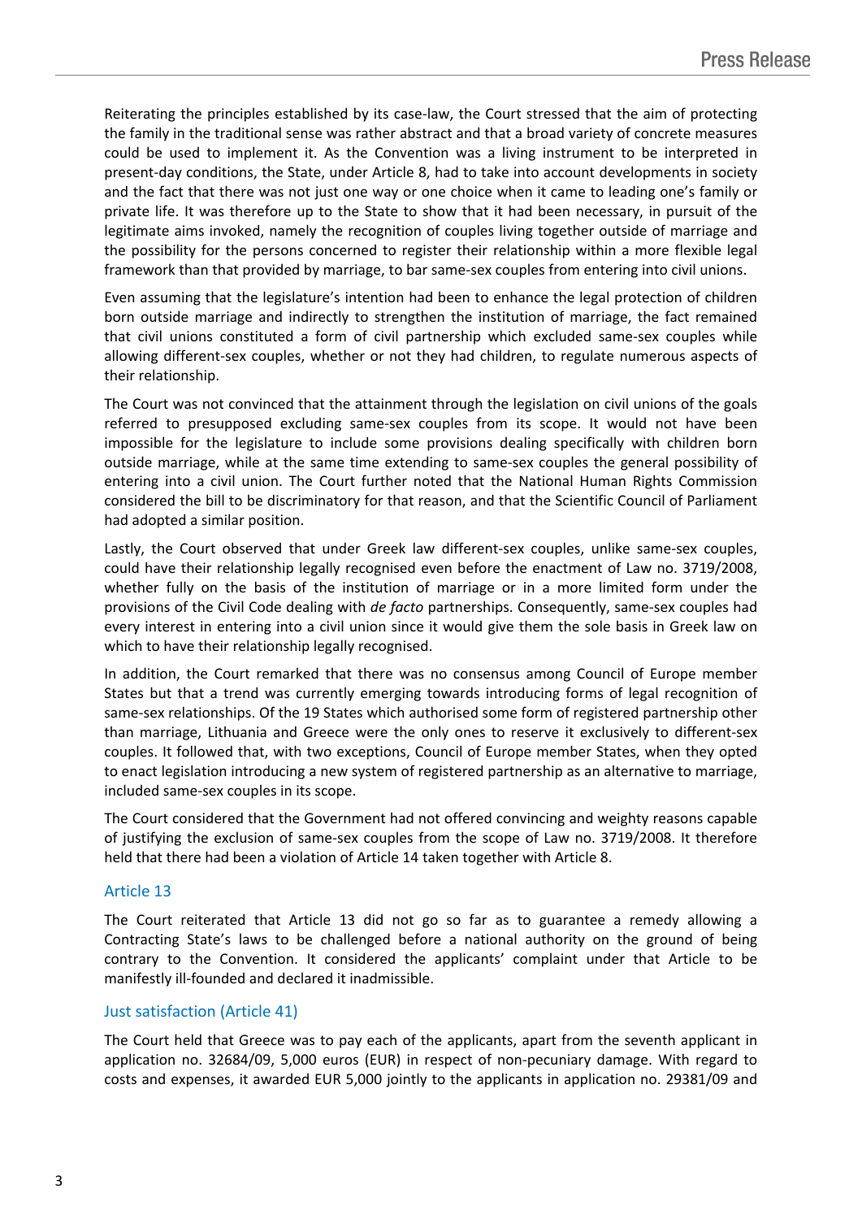Reiterating the principles established by its case-law, the Court stressed that the aim of protecting the family in the traditional sense was rather abstract and that a broad variety of concrete measures could be used to implement it. As the Convention was a living instrument to be interpreted in present-day conditions, the State, under Article 8, had to take into account developments in society and the fact that there was not just one way or one choice when it came to leading one's family or private life. It was therefore up to the State to show that it had been necessary, in pursuit of the legitimate aims invoked, namely the recognition of couples living together outside of marriage and the possibility for the persons concerned to register their relationship within a more flexible legal framework than that provided by marriage, to bar same-sex couples from entering into civil unions.

Even assuming that the legislature's intention had been to enhance the legal protection of children born outside marriage and indirectly to strengthen the institution of marriage, the fact remained that civil unions constituted a form of civil partnership which excluded same-sex couples while allowing different-sex couples, whether or not they had children, to regulate numerous aspects of their relationship.

The Court was not convinced that the attainment through the legislation on civil unions of the goals referred to presupposed excluding same-sex couples from its scope. It would not have been impossible for the legislature to include some provisions dealing specifically with children born outside marriage, while at the same time extending to same-sex couples the general possibility of entering into a civil union. The Court further noted that the National Human Rights Commission considered the bill to be discriminatory for that reason, and that the Scientific Council of Parliament had adopted a similar position.

Lastly, the Court observed that under Greek law different-sex couples, unlike same-sex couples, could have their relationship legally recognised even before the enactment of Law no. 3719/2008, whether fully on the basis of the institution of marriage or in a more limited form under the provisions of the Civil Code dealing with *de facto* partnerships. Consequently, same-sex couples had every interest in entering into a civil union since it would give them the sole basis in Greek law on which to have their relationship legally recognised.

In addition, the Court remarked that there was no consensus among Council of Europe member States but that a trend was currently emerging towards introducing forms of legal recognition of same-sex relationships. Of the 19 States which authorised some form of registered partnership other than marriage, Lithuania and Greece were the only ones to reserve it exclusively to different-sex couples. It followed that, with two exceptions, Council of Europe member States, when they opted to enact legislation introducing a new system of registered partnership as an alternative to marriage, included same-sex couples in its scope.

The Court considered that the Government had not offered convincing and weighty reasons capable of justifying the exclusion of same-sex couples from the scope of Law no. 3719/2008. It therefore held that there had been a violation of Article 14 taken together with Article 8.

### Article 13

The Court reiterated that Article 13 did not go so far as to guarantee a remedy allowing a Contracting State's laws to be challenged before a national authority on the ground of being contrary to the Convention. It considered the applicants' complaint under that Article to be manifestly ill-founded and declared it inadmissible.

### Just satisfaction (Article 41)

The Court held that Greece was to pay each of the applicants, apart from the seventh applicant in application no. 32684/09, 5,000 euros (EUR) in respect of non-pecuniary damage. With regard to costs and expenses, it awarded EUR 5,000 jointly to the applicants in application no. 29381/09 and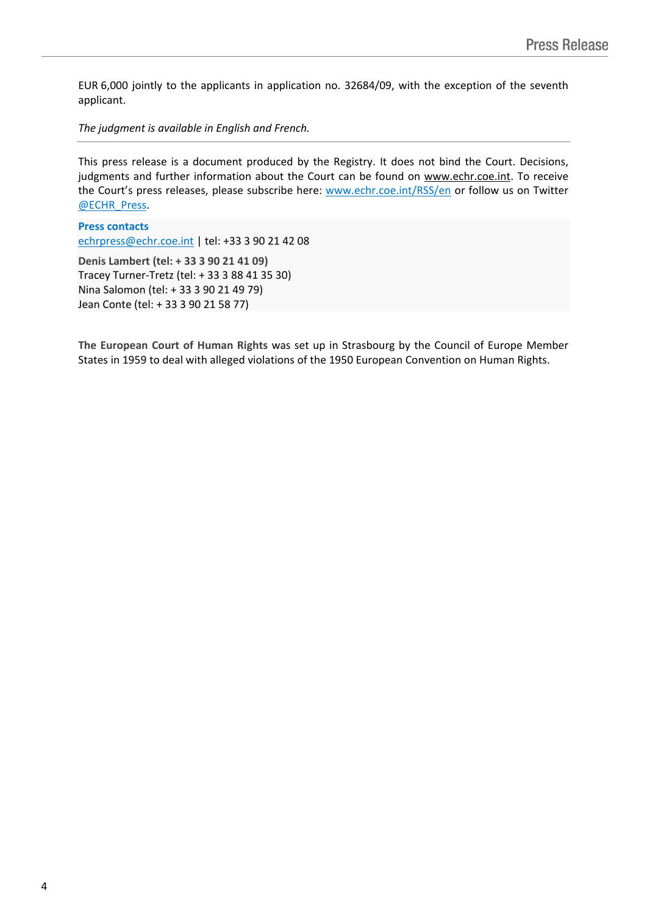EUR 6,000 jointly to the applicants in application no. 32684/09, with the exception of the seventh applicant.

*The judgment is available in English and French.*

---

This press release is a document produced by the Registry. It does not bind the Court. Decisions, judgments and further information about the Court can be found on www.echr.coe.int. To receive the Court's press releases, please subscribe here: www.echr.coe.int/RSS/en or follow us on Twitter @ECHR_Press.

**Press contacts**
echrpress@echr.coe.int | tel: +33 3 90 21 42 08

**Denis Lambert (tel: + 33 3 90 21 41 09)**
Tracey Turner-Tretz (tel: + 33 3 88 41 35 30)
Nina Salomon (tel: + 33 3 90 21 49 79)
Jean Conte (tel: + 33 3 90 21 58 77)

**The European Court of Human Rights** was set up in Strasbourg by the Council of Europe Member States in 1959 to deal with alleged violations of the 1950 European Convention on Human Rights.